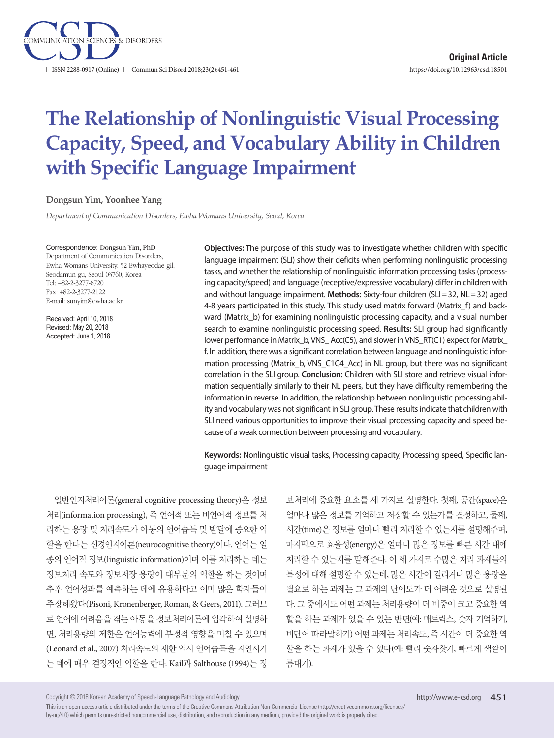**Original Article**

# The Relationship of Nonlinguistic Visual Processing Capacity, Speed, and Vocabulary Ability in Children with Specific Language Impairment

**Dongsun Yim, Yoonhee Yang**

*Department of Communication Disorders, Ewha Womans University, Seoul, Korea*

Correspondence: Dongsun Yim, PhD
Department of Communication Disorders, Ewha Womans University, 52 Ewhayeodae-gil, Seodamun-gu, Seoul 03760, Korea
Tel: +82-2-3277-6720
Fax: +82-2-3277-2122
E-mail: sunyim@ewha.ac.kr

Received: April 10, 2018
Revised: May 20, 2018
Accepted: June 1, 2018

**Objectives:** The purpose of this study was to investigate whether children with specific language impairment (SLI) show their deficits when performing nonlinguistic processing tasks, and whether the relationship of nonlinguistic information processing tasks (processing capacity/speed) and language (receptive/expressive vocabulary) differ in children with and without language impairment. **Methods:** Sixty-four children (SLI = 32, NL = 32) aged 4-8 years participated in this study. This study used matrix forward (Matrix_f) and backward (Matrix_b) for examining nonlinguistic processing capacity, and a visual number search to examine nonlinguistic processing speed. **Results:** SLI group had significantly lower performance in Matrix_b, VNS_ Acc(C5), and slower in VNS_RT(C1) expect for Matrix_ f. In addition, there was a significant correlation between language and nonlinguistic information processing (Matrix_b, VNS_C1C4_Acc) in NL group, but there was no significant correlation in the SLI group. **Conclusion:** Children with SLI store and retrieve visual information sequentially similarly to their NL peers, but they have difficulty remembering the information in reverse. In addition, the relationship between nonlinguistic processing ability and vocabulary was not significant in SLI group. These results indicate that children with SLI need various opportunities to improve their visual processing capacity and speed because of a weak connection between processing and vocabulary.

**Keywords:** Nonlinguistic visual tasks, Processing capacity, Processing speed, Specific language impairment

일반인지처리이론(general cognitive processing theory)은 정보처리(information processing), 즉 언어적 또는 비언어적 정보를 처리하는 용량 및 처리속도가 아동의 언어습득 및 발달에 중요한 역할을 한다는 신경인지이론(neurocognitive theory)이다. 언어는 일종의 언어적 정보(linguistic information)이며 이를 처리하는 데는 정보처리 속도와 정보저장 용량이 대부분의 역할을 하는 것이며 추후 언어성과를 예측하는 데에 유용하다고 이미 많은 학자들이 주장해왔다(Pisoni, Kronenberger, Roman, & Geers, 2011). 그러므로 언어에 어려움을 겪는 아동을 정보처리이론에 입각하여 설명하면, 처리용량의 제한은 언어능력에 부정적 영향을 미칠 수 있으며(Leonard et al., 2007) 처리속도의 제한 역시 언어습득을 지연시키는 데에 매우 결정적인 역할을 한다. Kail과 Salthouse (1994)는 정보처리에 중요한 요소를 세 가지로 설명한다. 첫째, 공간(space)은 얼마나 많은 정보를 기억하고 저장할 수 있는가를 결정하고, 둘째, 시간(time)은 정보를 얼마나 빨리 처리할 수 있는지를 설명해주며, 마지막으로 효율성(energy)은 얼마나 많은 정보를 빠른 시간 내에 처리할 수 있는지를 말해준다. 이 세 가지로 수많은 처리 과제들의 특성에 대해 설명할 수 있는데, 많은 시간이 걸리거나 많은 용량을 필요로 하는 과제는 그 과제의 난이도가 더 어려운 것으로 설명된다. 그 중에서도 어떤 과제는 처리용량이 더 비중이 크고 중요한 역할을 하는 과제가 있을 수 있는 반면(예: 매트릭스, 숫자 기억하기, 비단어 따라말하기) 어떤 과제는 처리속도, 즉 시간이 더 중요한 역할을 하는 과제가 있을 수 있다(예: 빨리 숫자찾기, 빠르게 색깔이름대기).

Copyright © 2018 Korean Academy of Speech-Language Pathology and Audiology
This is an open-access article distributed under the terms of the Creative Commons Attribution Non-Commercial License (http://creativecommons.org/licenses/by-nc/4.0) which permits unrestricted noncommercial use, distribution, and reproduction in any medium, provided the original work is properly cited.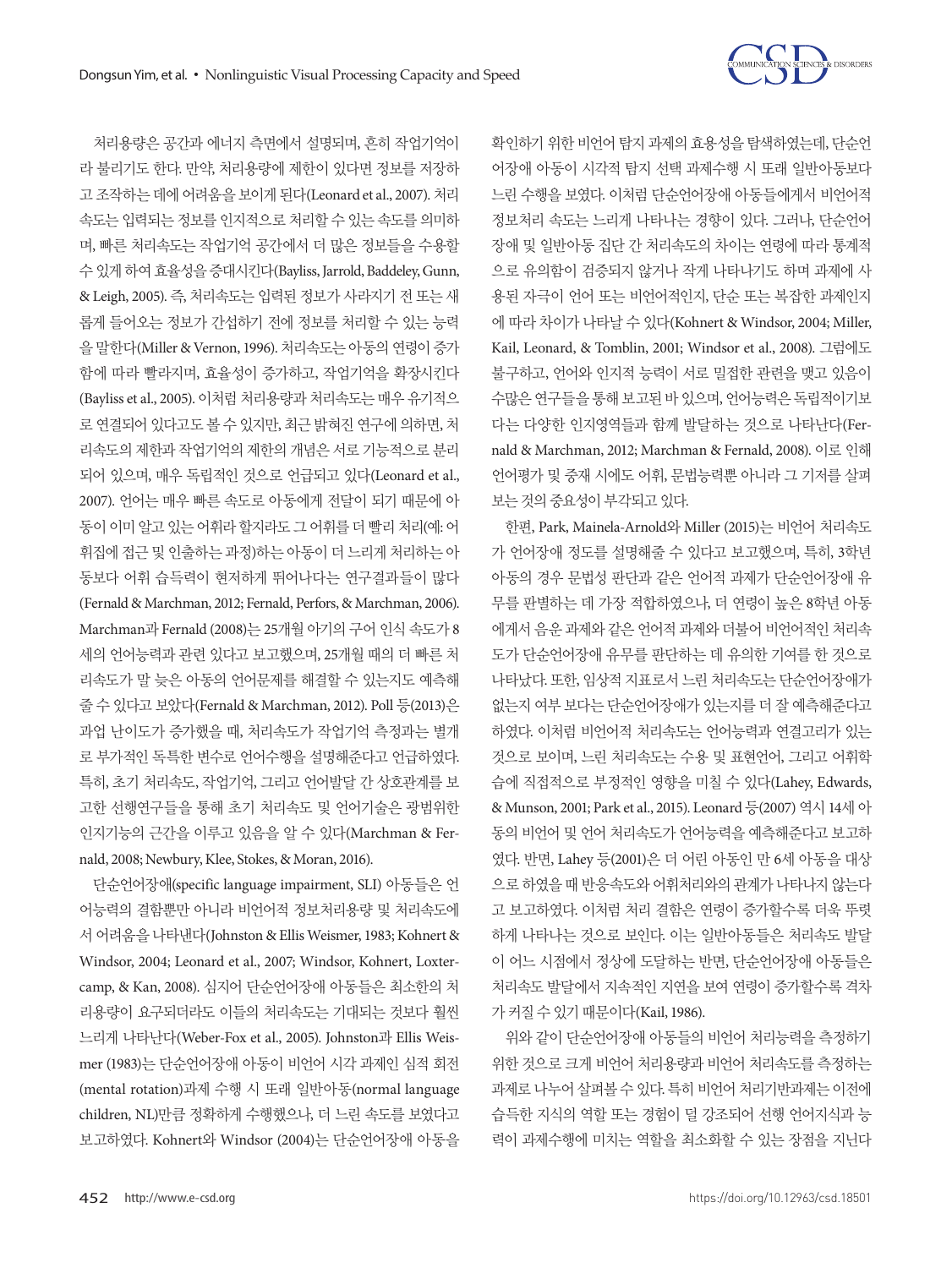처리용량은 공간과 에너지 측면에서 설명되며, 흔히 작업기억이라 불리기도 한다. 만약, 처리용량에 제한이 있다면 정보를 저장하고 조작하는 데에 어려움을 보이게 된다(Leonard et al., 2007). 처리속도는 입력되는 정보를 인지적으로 처리할 수 있는 속도를 의미하며, 빠른 처리속도는 작업기억 공간에서 더 많은 정보들을 수용할 수 있게 하여 효율성을 증대시킨다(Bayliss, Jarrold, Baddeley, Gunn, & Leigh, 2005). 즉, 처리속도는 입력된 정보가 사라지기 전 또는 새롭게 들어오는 정보가 간섭하기 전에 정보를 처리할 수 있는 능력을 말한다(Miller & Vernon, 1996). 처리속도는 아동의 연령이 증가함에 따라 빨라지며, 효율성이 증가하고, 작업기억을 확장시킨다(Bayliss et al., 2005). 이처럼 처리용량과 처리속도는 매우 유기적으로 연결되어 있다고도 볼 수 있지만, 최근 밝혀진 연구에 의하면, 처리속도의 제한과 작업기억의 제한의 개념은 서로 기능적으로 분리되어 있으며, 매우 독립적인 것으로 언급되고 있다(Leonard et al., 2007). 언어는 매우 빠른 속도로 아동에게 전달이 되기 때문에 아동이 이미 알고 있는 어휘라 할지라도 그 어휘를 더 빨리 처리(예: 어휘집에 접근 및 인출하는 과정)하는 아동이 더 느리게 처리하는 아동보다 어휘 습득력이 현저하게 뛰어나다는 연구결과들이 많다(Fernald & Marchman, 2012; Fernald, Perfors, & Marchman, 2006). Marchman과 Fernald (2008)는 25개월 아기의 구어 인식 속도가 8세의 언어능력과 관련 있다고 보고했으며, 25개월 때의 더 빠른 처리속도가 말 늦은 아동의 언어문제를 해결할 수 있는지도 예측해 줄 수 있다고 보았다(Fernald & Marchman, 2012). Poll 등(2013)은 과업 난이도가 증가했을 때, 처리속도가 작업기억 측정과는 별개로 부가적인 독특한 변수로 언어수행을 설명해준다고 언급하였다. 특히, 초기 처리속도, 작업기억, 그리고 언어발달 간 상호관계를 보고한 선행연구들을 통해 초기 처리속도 및 언어기술은 광범위한 인지기능의 근간을 이루고 있음을 알 수 있다(Marchman & Fernald, 2008; Newbury, Klee, Stokes, & Moran, 2016).

단순언어장애(specific language impairment, SLI) 아동들은 언어능력의 결함뿐만 아니라 비언어적 정보처리용량 및 처리속도에서 어려움을 나타낸다(Johnston & Ellis Weismer, 1983; Kohnert & Windsor, 2004; Leonard et al., 2007; Windsor, Kohnert, Loxtercamp, & Kan, 2008). 심지어 단순언어장애 아동들은 최소한의 처리용량이 요구되더라도 이들의 처리속도는 기대되는 것보다 훨씬 느리게 나타난다(Weber-Fox et al., 2005). Johnston과 Ellis Weismer (1983)는 단순언어장애 아동이 비언어 시각 과제인 심적 회전(mental rotation)과제 수행 시 또래 일반아동(normal language children, NL)만큼 정확하게 수행했으나, 더 느린 속도를 보였다고 보고하였다. Kohnert와 Windsor (2004)는 단순언어장애 아동을 확인하기 위한 비언어 탐지 과제의 효용성을 탐색하였는데, 단순언어장애 아동이 시각적 탐지 선택 과제수행 시 또래 일반아동보다 느린 수행을 보였다. 이처럼 단순언어장애 아동들에게서 비언어적 정보처리 속도는 느리게 나타나는 경향이 있다. 그러나, 단순언어장애 및 일반아동 집단 간 처리속도의 차이는 연령에 따라 통계적으로 유의함이 검증되지 않거나 작게 나타나기도 하며 과제에 사용된 자극이 언어 또는 비언어적인지, 단순 또는 복잡한 과제인지에 따라 차이가 나타날 수 있다(Kohnert & Windsor, 2004; Miller, Kail, Leonard, & Tomblin, 2001; Windsor et al., 2008). 그럼에도 불구하고, 언어와 인지적 능력이 서로 밀접한 관련을 맺고 있음이 수많은 연구들을 통해 보고된 바 있으며, 언어능력은 독립적이기보다는 다양한 인지영역들과 함께 발달하는 것으로 나타난다(Fernald & Marchman, 2012; Marchman & Fernald, 2008). 이로 인해 언어평가 및 중재 시에도 어휘, 문법능력뿐 아니라 그 기저를 살펴보는 것의 중요성이 부각되고 있다.

한편, Park, Mainela-Arnold와 Miller (2015)는 비언어 처리속도가 언어장애 정도를 설명해줄 수 있다고 보고했으며, 특히, 3학년 아동의 경우 문법성 판단과 같은 언어적 과제가 단순언어장애 유무를 판별하는 데 가장 적합하였으나, 더 연령이 높은 8학년 아동에게서 음운 과제와 같은 언어적 과제와 더불어 비언어적인 처리속도가 단순언어장애 유무를 판단하는 데 유의한 기여를 한 것으로 나타났다. 또한, 임상적 지표로서 느린 처리속도는 단순언어장애가 없는지 여부 보다는 단순언어장애가 있는지를 더 잘 예측해준다고 하였다. 이처럼 비언어적 처리속도는 언어능력과 연결고리가 있는 것으로 보이며, 느린 처리속도는 수용 및 표현언어, 그리고 어휘학습에 직접적으로 부정적인 영향을 미칠 수 있다(Lahey, Edwards, & Munson, 2001; Park et al., 2015). Leonard 등(2007) 역시 14세 아동의 비언어 및 언어 처리속도가 언어능력을 예측해준다고 보고하였다. 반면, Lahey 등(2001)은 더 어린 아동인 만 6세 아동을 대상으로 하였을 때 반응속도와 어휘처리와의 관계가 나타나지 않는다고 보고하였다. 이처럼 처리 결함은 연령이 증가할수록 더욱 뚜렷하게 나타나는 것으로 보인다. 이는 일반아동들은 처리속도 발달이 어느 시점에서 정상에 도달하는 반면, 단순언어장애 아동들은 처리속도 발달에서 지속적인 지연을 보여 연령이 증가할수록 격차가 커질 수 있기 때문이다(Kail, 1986).

위와 같이 단순언어장애 아동들의 비언어 처리능력을 측정하기 위한 것으로 크게 비언어 처리용량과 비언어 처리속도를 측정하는 과제로 나누어 살펴볼 수 있다. 특히 비언어 처리기반과제는 이전에 습득한 지식의 역할 또는 경험이 덜 강조되어 선행 언어지식과 능력이 과제수행에 미치는 역할을 최소화할 수 있는 장점을 지닌다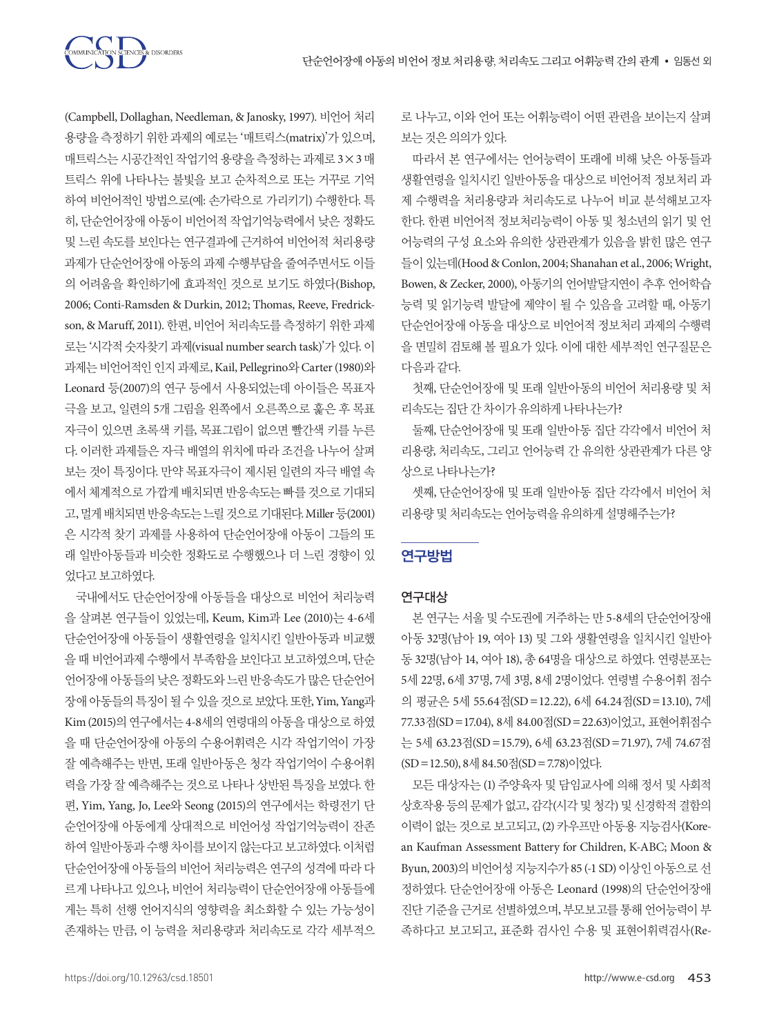(Campbell, Dollaghan, Needleman, & Janosky, 1997). 비언어 처리용량을 측정하기 위한 과제의 예로는 '매트릭스(matrix)'가 있으며, 매트릭스는 시공간적인 작업기억 용량을 측정하는 과제로 3×3 매트릭스 위에 나타나는 불빛을 보고 순차적으로 또는 거꾸로 기억하여 비언어적인 방법으로(예: 손가락으로 가리키기) 수행한다. 특히, 단순언어장애 아동이 비언어적 작업기억능력에서 낮은 정확도 및 느린 속도를 보인다는 연구결과에 근거하여 비언어적 처리용량 과제가 단순언어장애 아동의 과제 수행부담을 줄여주면서도 이들의 어려움을 확인하기에 효과적인 것으로 보기도 하였다(Bishop, 2006; Conti-Ramsden & Durkin, 2012; Thomas, Reeve, Fredrickson, & Maruff, 2011). 한편, 비언어 처리속도를 측정하기 위한 과제로는 '시각적 숫자찾기 과제(visual number search task)'가 있다. 이 과제는 비언어적인 인지 과제로, Kail, Pellegrino와 Carter (1980)와 Leonard 등(2007)의 연구 등에서 사용되었는데 아이들은 목표자극을 보고, 일련의 5개 그림을 왼쪽에서 오른쪽으로 훑은 후 목표자극이 있으면 초록색 키를, 목표그림이 없으면 빨간색 키를 누른다. 이러한 과제들은 자극 배열의 위치에 따라 조건을 나누어 살펴보는 것이 특징이다. 만약 목표자극이 제시된 일련의 자극 배열 속에서 체계적으로 가깝게 배치되면 반응속도는 빠를 것으로 기대되고, 멀게 배치되면 반응속도는 느릴 것으로 기대된다. Miller 등(2001)은 시각적 찾기 과제를 사용하여 단순언어장애 아동이 그들의 또래 일반아동들과 비슷한 정확도로 수행했으나 더 느린 경향이 있었다고 보고하였다.

국내에서도 단순언어장애 아동들을 대상으로 비언어 처리능력을 살펴본 연구들이 있었는데, Keum, Kim과 Lee (2010)는 4-6세 단순언어장애 아동들이 생활연령을 일치시킨 일반아동과 비교했을 때 비언어과제 수행에서 부족함을 보인다고 보고하였으며, 단순언어장애 아동들의 낮은 정확도와 느린 반응속도가 많은 단순언어장애 아동들의 특징이 될 수 있을 것으로 보았다. 또한, Yim, Yang과 Kim (2015)의 연구에서는 4-8세의 연령대의 아동을 대상으로 하였을 때 단순언어장애 아동의 수용어휘력은 시각 작업기억이 가장 잘 예측해주는 반면, 또래 일반아동은 청각 작업기억이 수용어휘력을 가장 잘 예측해주는 것으로 나타나 상반된 특징을 보였다. 한편, Yim, Yang, Jo, Lee와 Seong (2015)의 연구에서는 학령전기 단순언어장애 아동에게 상대적으로 비언어성 작업기억능력이 잔존하여 일반아동과 수행 차이를 보이지 않는다고 보고하였다. 이처럼 단순언어장애 아동들의 비언어 처리능력은 연구의 성격에 따라 다르게 나타나고 있으나, 비언어 처리능력이 단순언어장애 아동들에게는 특히 선행 언어지식의 영향력을 최소화할 수 있는 가능성이 존재하는 만큼, 이 능력을 처리용량과 처리속도로 각각 세부적으로 나누고, 이와 언어 또는 어휘능력이 어떤 관련을 보이는지 살펴보는 것은 의의가 있다.

따라서 본 연구에서는 언어능력이 또래에 비해 낮은 아동들과 생활연령을 일치시킨 일반아동을 대상으로 비언어적 정보처리 과제 수행력을 처리용량과 처리속도로 나누어 비교 분석해보고자 한다. 한편 비언어적 정보처리능력이 아동 및 청소년의 읽기 및 언어능력의 구성 요소와 유의한 상관관계가 있음을 밝힌 많은 연구들이 있는데(Hood & Conlon, 2004; Shanahan et al., 2006; Wright, Bowen, & Zecker, 2000), 아동기의 언어발달지연이 추후 언어학습능력 및 읽기능력 발달에 제약이 될 수 있음을 고려할 때, 아동기 단순언어장애 아동을 대상으로 비언어적 정보처리 과제의 수행력을 면밀히 검토해 볼 필요가 있다. 이에 대한 세부적인 연구질문은 다음과 같다.

첫째, 단순언어장애 및 또래 일반아동의 비언어 처리용량 및 처리속도는 집단 간 차이가 유의하게 나타나는가?

둘째, 단순언어장애 및 또래 일반아동 집단 각각에서 비언어 처리용량, 처리속도, 그리고 언어능력 간 유의한 상관관계가 다른 양상으로 나타나는가?

셋째, 단순언어장애 및 또래 일반아동 집단 각각에서 비언어 처리용량 및 처리속도는 언어능력을 유의하게 설명해주는가?

## 연구방법

### 연구대상

본 연구는 서울 및 수도권에 거주하는 만 5-8세의 단순언어장애 아동 32명(남아 19, 여아 13) 및 그와 생활연령을 일치시킨 일반아동 32명(남아 14, 여아 18), 총 64명을 대상으로 하였다. 연령분포는 5세 22명, 6세 37명, 7세 3명, 8세 2명이었다. 연령별 수용어휘 점수의 평균은 5세 55.64점(SD=12.22), 6세 64.24점(SD=13.10), 7세 77.33점(SD=17.04), 8세 84.00점(SD=22.63)이었고, 표현어휘점수는 5세 63.23점(SD=15.79), 6세 63.23점(SD=71.97), 7세 74.67점(SD=12.50), 8세 84.50점(SD=7.78)이었다.

모든 대상자는 (1) 주양육자 및 담임교사에 의해 정서 및 사회적 상호작용 등의 문제가 없고, 감각(시각 및 청각) 및 신경학적 결함의 이력이 없는 것으로 보고되고, (2) 카우프만 아동용 지능검사(Korean Kaufman Assessment Battery for Children, K-ABC; Moon & Byun, 2003)의 비언어성 지능지수가 85 (-1 SD) 이상인 아동으로 선정하였다. 단순언어장애 아동은 Leonard (1998)의 단순언어장애 진단 기준을 근거로 선별하였으며, 부모보고를 통해 언어능력이 부족하다고 보고되고, 표준화 검사인 수용 및 표현어휘력검사(Re-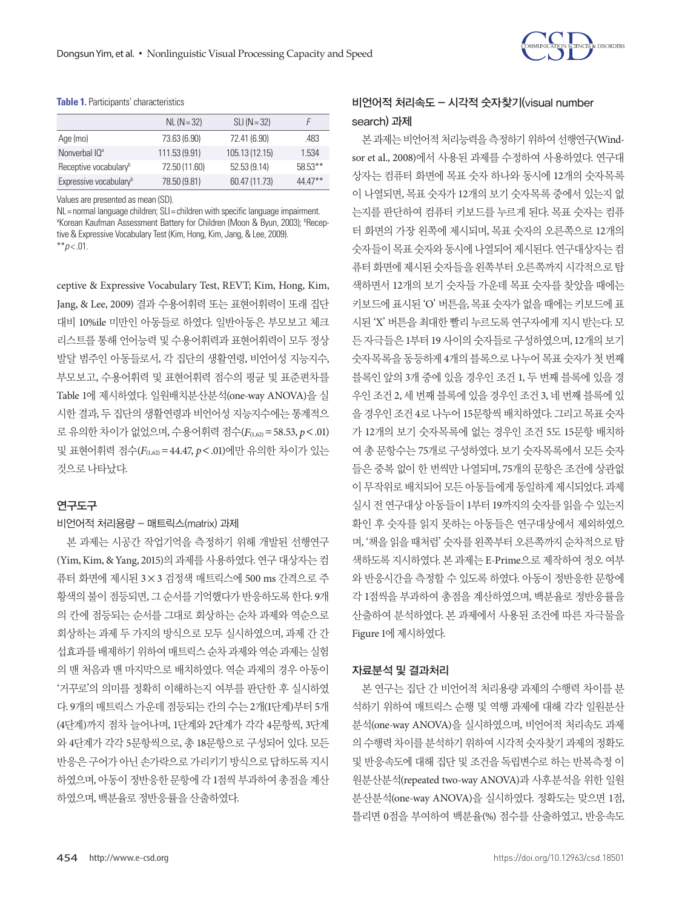**Table 1.** Participants' characteristics

| | NL (N=32) | SLI (N=32) | F |
|---|---|---|---|
| Age (mo) | 73.63 (6.90) | 72.41 (6.90) | .483 |
| Nonverbal IQ[a] | 111.53 (9.91) | 105.13 (12.15) | 1.534 |
| Receptive vocabulary[b] | 72.50 (11.60) | 52.53 (9.14) | 58.53** |
| Expressive vocabulary[b] | 78.50 (9.81) | 60.47 (11.73) | 44.47** |

Values are presented as mean (SD).
NL=normal language children; SLI=children with specific language impairment.
[a]Korean Kaufman Assessment Battery for Children (Moon & Byun, 2003); [b]Receptive & Expressive Vocabulary Test (Kim, Hong, Kim, Jang, & Lee, 2009).
**$p<.01$.

ceptive & Expressive Vocabulary Test, REVT; Kim, Hong, Kim, Jang, & Lee, 2009) 결과 수용어휘력 또는 표현어휘력이 또래 집단 대비 10%ile 미만인 아동들로 하였다. 일반아동은 부모보고 체크리스트를 통해 언어능력 및 수용어휘력과 표현어휘력이 모두 정상발달 범주인 아동들로서, 각 집단의 생활연령, 비언어성 지능지수, 부모보고, 수용어휘력 및 표현어휘력 점수의 평균 및 표준편차를 Table 1에 제시하였다. 일원배치분산분석(one-way ANOVA)을 실시한 결과, 두 집단의 생활연령과 비언어성 지능지수에는 통계적으로 유의한 차이가 없었으며, 수용어휘력 점수($F_{(1,62)}=58.53$, $p<.01$) 및 표현어휘력 점수($F_{(1,62)}=44.47$, $p<.01$)에만 유의한 차이가 있는 것으로 나타났다.

### 연구도구

#### 비언어적 처리용량 – 매트릭스(matrix) 과제

본 과제는 시공간 작업기억을 측정하기 위해 개발된 선행연구(Yim, Kim, & Yang, 2015)의 과제를 사용하였다. 연구 대상자는 컴퓨터 화면에 제시된 3×3 검정색 매트릭스에 500 ms 간격으로 주황색의 불이 점등되면, 그 순서를 기억했다가 반응하도록 한다. 9개의 칸에 점등되는 순서를 그대로 회상하는 순차 과제와 역순으로 회상하는 과제 두 가지의 방식으로 모두 실시하였으며, 과제 간 간섭효과를 배제하기 위하여 매트릭스 순차 과제와 역순 과제는 실험의 맨 처음과 맨 마지막으로 배치하였다. 역순 과제의 경우 아동이 '거꾸로'의 의미를 정확히 이해하는지 여부를 판단한 후 실시하였다. 9개의 매트릭스 가운데 점등되는 칸의 수는 2개(1단계)부터 5개(4단계)까지 점차 늘어나며, 1단계와 2단계가 각각 4문항씩, 3단계와 4단계가 각각 5문항씩으로, 총 18문항으로 구성되어 있다. 모든 반응은 구어가 아닌 손가락으로 가리키기 방식으로 답하도록 지시하였으며, 아동이 정반응한 문항에 각 1점씩 부과하여 총점을 계산하였으며, 백분율로 정반응률을 산출하였다.

#### 비언어적 처리속도 – 시각적 숫자찾기(visual number search) 과제

본 과제는 비언어적 처리능력을 측정하기 위하여 선행연구(Windsor et al., 2008)에서 사용된 과제를 수정하여 사용하였다. 연구대상자는 컴퓨터 화면에 목표 숫자 하나와 동시에 12개의 숫자목록이 나열되면, 목표 숫자가 12개의 보기 숫자목록 중에서 있는지 없는지를 판단하여 컴퓨터 키보드를 누르게 된다. 목표 숫자는 컴퓨터 화면의 가장 왼쪽에 제시되며, 목표 숫자의 오른쪽으로 12개의 숫자들이 목표 숫자와 동시에 나열되어 제시된다. 연구대상자는 컴퓨터 화면에 제시된 숫자들을 왼쪽부터 오른쪽까지 시각적으로 탐색하면서 12개의 보기 숫자들 가운데 목표 숫자를 찾았을 때에는 키보드에 표시된 'O' 버튼을, 목표 숫자가 없을 때에는 키보드에 표시된 'X' 버튼을 최대한 빨리 누르도록 연구자에게 지시 받는다. 모든 자극들은 1부터 19 사이의 숫자들로 구성하였으며, 12개의 보기 숫자목록을 동등하게 4개의 블록으로 나누어 목표 숫자가 첫 번째 블록인 앞의 3개 중에 있을 경우인 조건 1, 두 번째 블록에 있을 경우인 조건 2, 세 번째 블록에 있을 경우인 조건 3, 네 번째 블록에 있을 경우인 조건 4로 나누어 15문항씩 배치하였다. 그리고 목표 숫자가 12개의 보기 숫자목록에 없는 경우인 조건 5도 15문항 배치하여 총 문항수는 75개로 구성하였다. 보기 숫자목록에서 모든 숫자들은 중복 없이 한 번씩만 나열되며, 75개의 문항은 조건에 상관없이 무작위로 배치되어 모든 아동들에게 동일하게 제시되었다. 과제 실시 전 연구대상 아동들이 1부터 19까지의 숫자를 읽을 수 있는지 확인 후 숫자를 읽지 못하는 아동들은 연구대상에서 제외하였으며, '책을 읽을 때처럼' 숫자를 왼쪽부터 오른쪽까지 순차적으로 탐색하도록 지시하였다. 본 과제는 E-Prime으로 제작하여 정오 여부와 반응시간을 측정할 수 있도록 하였다. 아동이 정반응한 문항에 각 1점씩을 부과하여 총점을 계산하였으며, 백분율로 정반응률을 산출하여 분석하였다. 본 과제에서 사용된 조건에 따른 자극물을 Figure 1에 제시하였다.

### 자료분석 및 결과처리

본 연구는 집단 간 비언어적 처리용량 과제의 수행력 차이를 분석하기 위하여 매트릭스 순행 및 역행 과제에 대해 각각 일원분산분석(one-way ANOVA)을 실시하였으며, 비언어적 처리속도 과제의 수행력 차이를 분석하기 위하여 시각적 숫자찾기 과제의 정확도 및 반응속도에 대해 집단 및 조건을 독립변수로 하는 반복측정 이원분산분석(repeated two-way ANOVA)과 사후분석을 위한 일원분산분석(one-way ANOVA)을 실시하였다. 정확도는 맞으면 1점, 틀리면 0점을 부여하여 백분율(%) 점수를 산출하였고, 반응속도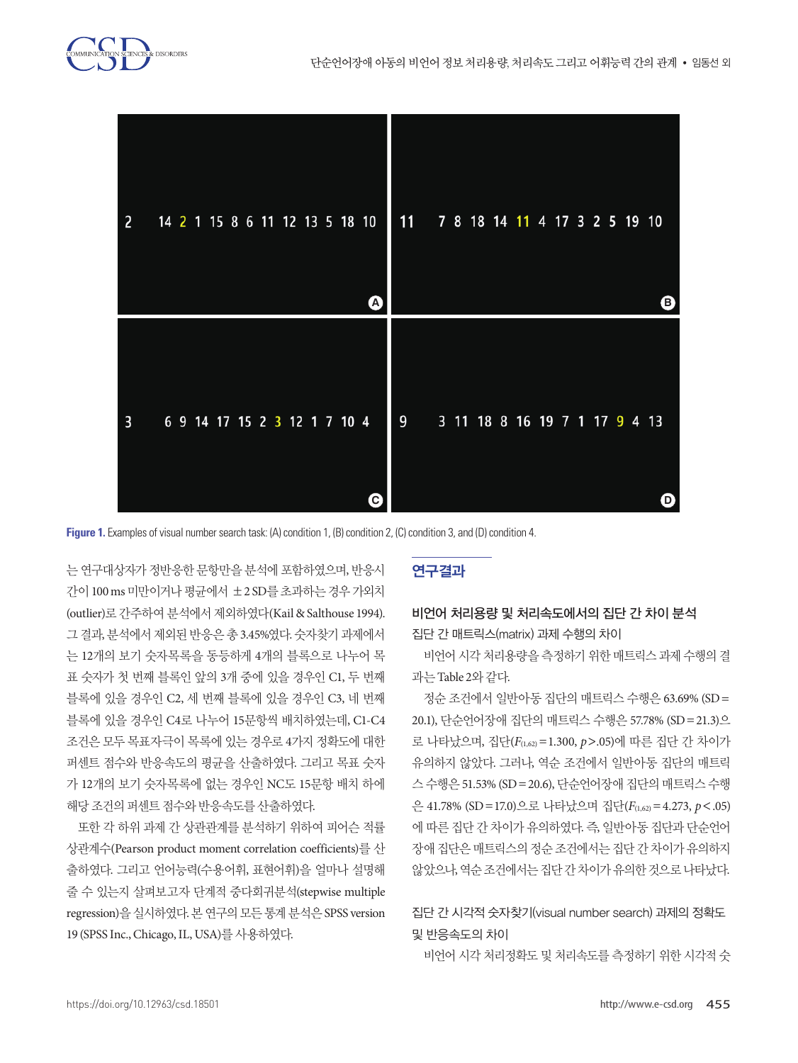Figure 1. Examples of visual number search task: (A) condition 1, (B) condition 2, (C) condition 3, and (D) condition 4.

는 연구대상자가 정반응한 문항만을 분석에 포함하였으며, 반응시간이 100 ms 미만이거나 평균에서 ±2 SD를 초과하는 경우 가외치(outlier)로 간주하여 분석에서 제외하였다(Kail & Salthouse 1994). 그 결과, 분석에서 제외된 반응은 총 3.45%였다. 숫자찾기 과제에서는 12개의 보기 숫자목록을 동등하게 4개의 블록으로 나누어 목표 숫자가 첫 번째 블록인 앞의 3개 중에 있을 경우인 C1, 두 번째 블록에 있을 경우인 C2, 세 번째 블록에 있을 경우인 C3, 네 번째 블록에 있을 경우인 C4로 나누어 15문항씩 배치하였는데, C1-C4 조건은 모두 목표자극이 목록에 있는 경우로 4가지 정확도에 대한 퍼센트 점수와 반응속도의 평균을 산출하였다. 그리고 목표 숫자가 12개의 보기 숫자목록에 없는 경우인 NC도 15문항 배치 하에 해당 조건의 퍼센트 점수와 반응속도를 산출하였다.

또한 각 하위 과제 간 상관관계를 분석하기 위하여 피어슨 적률상관계수(Pearson product moment correlation coefficients)를 산출하였다. 그리고 언어능력(수용어휘, 표현어휘)을 얼마나 설명해 줄 수 있는지 살펴보고자 단계적 중다회귀분석(stepwise multiple regression)을 실시하였다. 본 연구의 모든 통계 분석은 SPSS version 19 (SPSS Inc., Chicago, IL, USA)를 사용하였다.

## 연구결과

### 비언어 처리용량 및 처리속도에서의 집단 간 차이 분석

#### 집단 간 매트릭스(matrix) 과제 수행의 차이

비언어 시각 처리용량을 측정하기 위한 매트릭스 과제 수행의 결과는 Table 2와 같다.

정순 조건에서 일반아동 집단의 매트릭스 수행은 63.69% (SD = 20.1), 단순언어장애 집단의 매트릭스 수행은 57.78% (SD = 21.3)으로 나타났으며, 집단($F_{(1,62)}$ = 1.300, $p$ > .05)에 따른 집단 간 차이가 유의하지 않았다. 그러나, 역순 조건에서 일반아동 집단의 매트릭스 수행은 51.53% (SD = 20.6), 단순언어장애 집단의 매트릭스 수행은 41.78% (SD = 17.0)으로 나타났으며 집단($F_{(1,62)}$ = 4.273, $p$ < .05)에 따른 집단 간 차이가 유의하였다. 즉, 일반아동 집단과 단순언어장애 집단은 매트릭스의 정순 조건에서는 집단 간 차이가 유의하지 않았으나, 역순 조건에서는 집단 간 차이가 유의한 것으로 나타났다.

#### 집단 간 시각적 숫자찾기(visual number search) 과제의 정확도 및 반응속도의 차이

비언어 시각 처리정확도 및 처리속도를 측정하기 위한 시각적 숫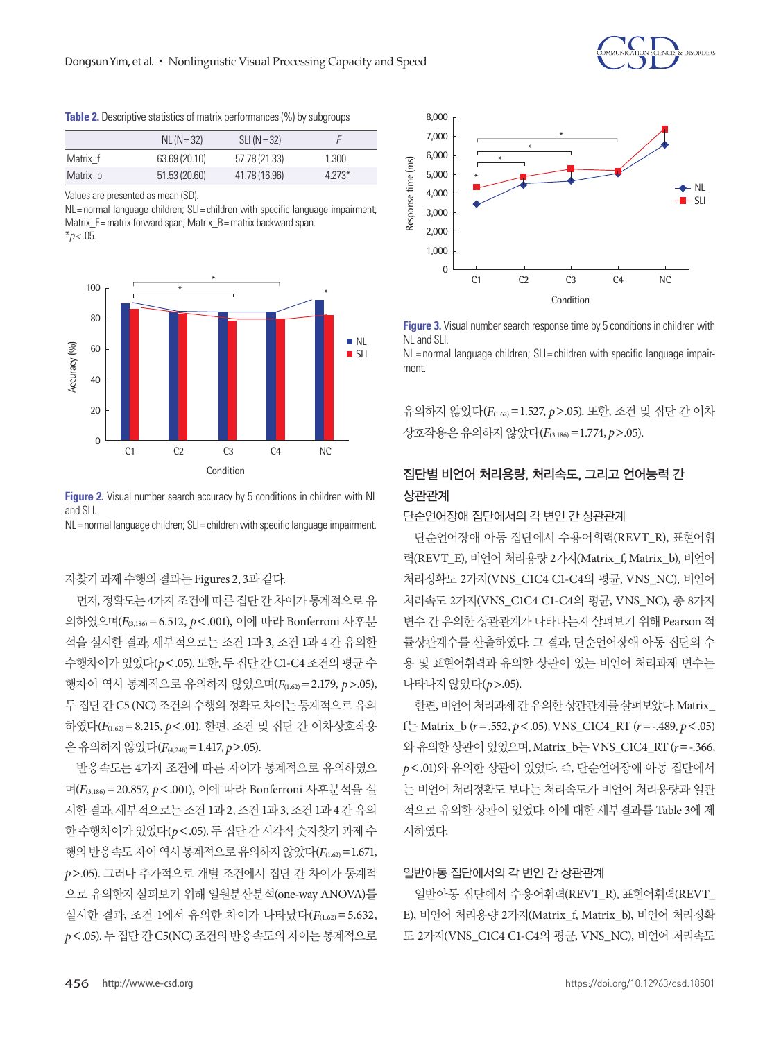**Table 2.** Descriptive statistics of matrix performances (%) by subgroups

| | NL (N=32) | SLI (N=32) | F |
|---|---|---|---|
| Matrix_f | 63.69 (20.10) | 57.78 (21.33) | 1.300 |
| Matrix_b | 51.53 (20.60) | 41.78 (16.96) | 4.273* |

Values are presented as mean (SD).
NL=normal language children; SLI=children with specific language impairment; Matrix_F=matrix forward span; Matrix_B=matrix backward span.
*$p<.05$.

**Figure 2.** Visual number search accuracy by 5 conditions in children with NL and SLI.
NL=normal language children; SLI=children with specific language impairment.

**Figure 3.** Visual number search response time by 5 conditions in children with NL and SLI.
NL=normal language children; SLI=children with specific language impairment.

자찾기 과제 수행의 결과는 Figures 2, 3과 같다.

먼저, 정확도는 4가지 조건에 따른 집단 간 차이가 통계적으로 유의하였으며($F_{(3,186)}=6.512$, $p<.001$), 이에 따라 Bonferroni 사후분석을 실시한 결과, 세부적으로는 조건 1과 3, 조건 1과 4 간 유의한 수행차이가 있었다($p<.05$). 또한, 두 집단 간 C1-C4 조건의 평균 수행차이 역시 통계적으로 유의하지 않았으며($F_{(1,62)}=2.179$, $p>.05$), 두 집단 간 C5 (NC) 조건의 수행의 정확도 차이는 통계적으로 유의하였다($F_{(1,62)}=8.215$, $p<.01$). 한편, 조건 및 집단 간 이차상호작용은 유의하지 않았다($F_{(4,248)}=1.417$, $p>.05$).

반응속도는 4가지 조건에 따른 차이가 통계적으로 유의하였으며($F_{(3,186)}=20.857$, $p<.001$), 이에 따라 Bonferroni 사후분석을 실시한 결과, 세부적으로는 조건 1과 2, 조건 1과 3, 조건 1과 4 간 유의한 수행차이가 있었다($p<.05$). 두 집단 간 시각적 숫자찾기 과제 수행의 반응속도 차이 역시 통계적으로 유의하지 않았다($F_{(1,62)}=1.671$, $p>.05$). 그러나 추가적으로 개별 조건에서 집단 간 차이가 통계적으로 유의한지 살펴보기 위해 일원분산분석(one-way ANOVA)를 실시한 결과, 조건 1에서 유의한 차이가 나타났다($F_{(1,62)}=5.632$, $p<.05$). 두 집단 간 C5(NC) 조건의 반응속도의 차이는 통계적으로 유의하지 않았다($F_{(1,62)}=1.527$, $p>.05$). 또한, 조건 및 집단 간 이차상호작용은 유의하지 않았다($F_{(3,186)}=1.774$, $p>.05$).

## 집단별 비언어 처리용량, 처리속도, 그리고 언어능력 간 상관관계

### 단순언어장애 집단에서의 각 변인 간 상관관계

단순언어장애 아동 집단에서 수용어휘력(REVT_R), 표현어휘력(REVT_E), 비언어 처리용량 2가지(Matrix_f, Matrix_b), 비언어 처리정확도 2가지(VNS_C1C4 C1-C4의 평균, VNS_NC), 비언어 처리속도 2가지(VNS_C1C4 C1-C4의 평균, VNS_NC), 총 8가지 변수 간 유의한 상관관계가 나타나는지 살펴보기 위해 Pearson 적률상관계수를 산출하였다. 그 결과, 단순언어장애 아동 집단의 수용 및 표현어휘력과 유의한 상관이 있는 비언어 처리과제 변수는 나타나지 않았다($p>.05$).

한편, 비언어 처리과제 간 유의한 상관관계를 살펴보았다. Matrix_f는 Matrix_b ($r=.552$, $p<.05$), VNS_C1C4_RT ($r=-.489$, $p<.05$)와 유의한 상관이 있었으며, Matrix_b는 VNS_C1C4_RT ($r=-.366$, $p<.01$)와 유의한 상관이 있었다. 즉, 단순언어장애 아동 집단에서는 비언어 처리정확도 보다는 처리속도가 비언어 처리용량과 일관적으로 유의한 상관이 있었다. 이에 대한 세부결과를 Table 3에 제시하였다.

### 일반아동 집단에서의 각 변인 간 상관관계

일반아동 집단에서 수용어휘력(REVT_R), 표현어휘력(REVT_E), 비언어 처리용량 2가지(Matrix_f, Matrix_b), 비언어 처리정확도 2가지(VNS_C1C4 C1-C4의 평균, VNS_NC), 비언어 처리속도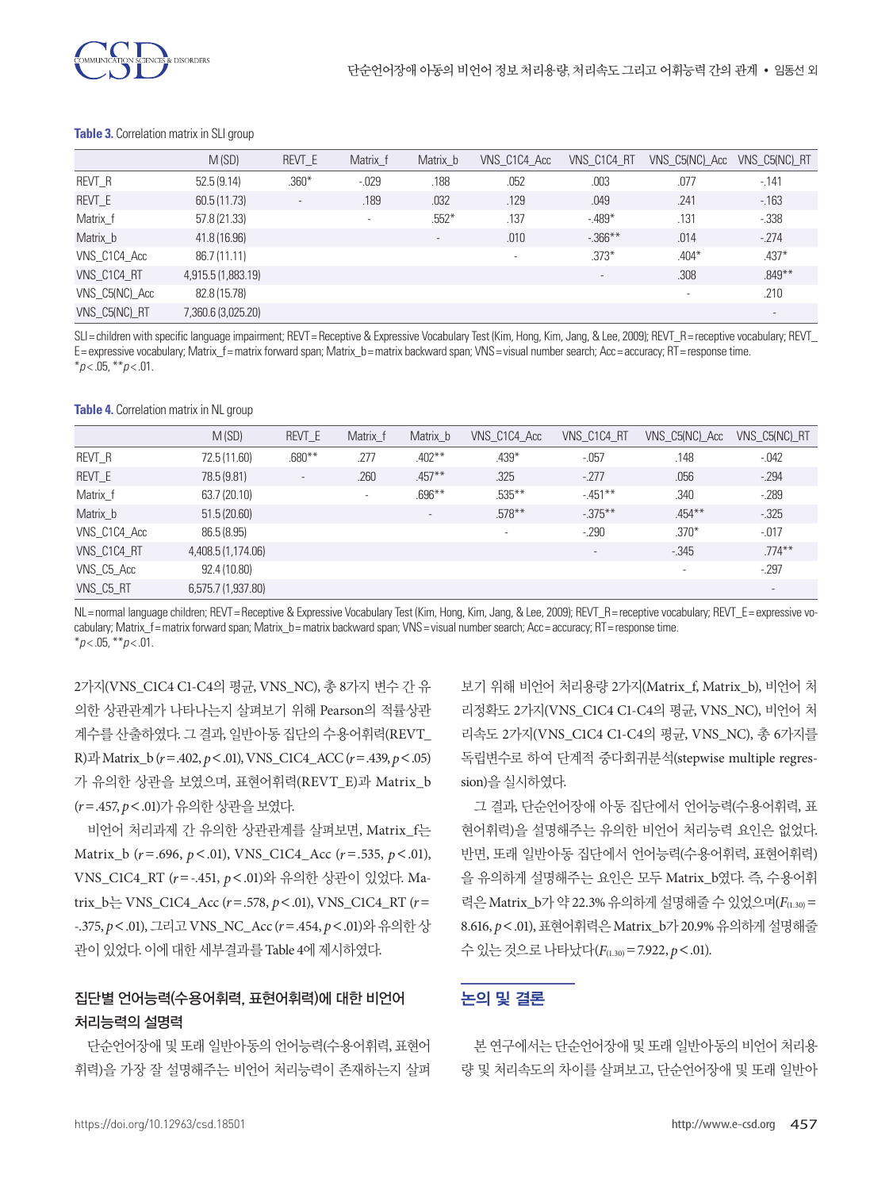**Table 3.** Correlation matrix in SLI group

| | M (SD) | REVT_E | Matrix_f | Matrix_b | VNS_C1C4_Acc | VNS_C1C4_RT | VNS_C5(NC)_Acc | VNS_C5(NC)_RT |
|---|---|---|---|---|---|---|---|---|
| REVT_R | 52.5 (9.14) | .360* | -.029 | .188 | .052 | .003 | .077 | -.141 |
| REVT_E | 60.5 (11.73) | - | .189 | .032 | .129 | .049 | .241 | -.163 |
| Matrix_f | 57.8 (21.33) | | - | .552* | .137 | -.489* | .131 | -.338 |
| Matrix_b | 41.8 (16.96) | | | - | .010 | -.366** | .014 | -.274 |
| VNS_C1C4_Acc | 86.7 (11.11) | | | | - | .373* | .404* | .437* |
| VNS_C1C4_RT | 4,915.5 (1,883.19) | | | | | - | .308 | .849** |
| VNS_C5(NC)_Acc | 82.8 (15.78) | | | | | | - | .210 |
| VNS_C5(NC)_RT | 7,360.6 (3,025.20) | | | | | | | - |

SLI = children with specific language impairment; REVT = Receptive & Expressive Vocabulary Test (Kim, Hong, Kim, Jang, & Lee, 2009); REVT_R = receptive vocabulary; REVT_E = expressive vocabulary; Matrix_f = matrix forward span; Matrix_b = matrix backward span; VNS = visual number search; Acc = accuracy; RT = response time.
*$p < .05$, **$p < .01$.

**Table 4.** Correlation matrix in NL group

| | M (SD) | REVT_E | Matrix_f | Matrix_b | VNS_C1C4_Acc | VNS_C1C4_RT | VNS_C5(NC)_Acc | VNS_C5(NC)_RT |
|---|---|---|---|---|---|---|---|---|
| REVT_R | 72.5 (11.60) | .680** | .277 | .402** | .439* | -.057 | .148 | -.042 |
| REVT_E | 78.5 (9.81) | - | .260 | .457** | .325 | -.277 | .056 | -.294 |
| Matrix_f | 63.7 (20.10) | | - | .696** | .535** | -.451** | .340 | -.289 |
| Matrix_b | 51.5 (20.60) | | | - | .578** | -.375** | .454** | -.325 |
| VNS_C1C4_Acc | 86.5 (8.95) | | | | - | -.290 | .370* | -.017 |
| VNS_C1C4_RT | 4,408.5 (1,174.06) | | | | | - | -.345 | .774** |
| VNS_C5_Acc | 92.4 (10.80) | | | | | | - | -.297 |
| VNS_C5_RT | 6,575.7 (1,937.80) | | | | | | | - |

NL = normal language children; REVT = Receptive & Expressive Vocabulary Test (Kim, Hong, Kim, Jang, & Lee, 2009); REVT_R = receptive vocabulary; REVT_E = expressive vocabulary; Matrix_f = matrix forward span; Matrix_b = matrix backward span; VNS = visual number search; Acc = accuracy; RT = response time.
*$p < .05$, **$p < .01$.

2가지(VNS_C1C4 C1-C4의 평균, VNS_NC), 총 8가지 변수 간 유의한 상관관계가 나타나는지 살펴보기 위해 Pearson의 적률상관계수를 산출하였다. 그 결과, 일반아동 집단의 수용어휘력(REVT_R)과 Matrix_b ($r = .402$, $p < .01$), VNS_C1C4_ACC ($r = .439$, $p < .05$)가 유의한 상관을 보였으며, 표현어휘력(REVT_E)과 Matrix_b ($r = .457$, $p < .01$)가 유의한 상관을 보였다.

비언어 처리과제 간 유의한 상관관계를 살펴보면, Matrix_f는 Matrix_b ($r = .696$, $p < .01$), VNS_C1C4_Acc ($r = .535$, $p < .01$), VNS_C1C4_RT ($r = -.451$, $p < .01$)와 유의한 상관이 있었다. Matrix_b는 VNS_C1C4_Acc ($r = .578$, $p < .01$), VNS_C1C4_RT ($r = -.375$, $p < .01$), 그리고 VNS_NC_Acc ($r = .454$, $p < .01$)와 유의한 상관이 있었다. 이에 대한 세부결과를 Table 4에 제시하였다.

### 집단별 언어능력(수용어휘력, 표현어휘력)에 대한 비언어 처리능력의 설명력

단순언어장애 및 또래 일반아동의 언어능력(수용어휘력, 표현어휘력)을 가장 잘 설명해주는 비언어 처리능력이 존재하는지 살펴보기 위해 비언어 처리용량 2가지(Matrix_f, Matrix_b), 비언어 처리정확도 2가지(VNS_C1C4 C1-C4의 평균, VNS_NC), 비언어 처리속도 2가지(VNS_C1C4 C1-C4의 평균, VNS_NC), 총 6가지를 독립변수로 하여 단계적 중다회귀분석(stepwise multiple regression)을 실시하였다.

그 결과, 단순언어장애 아동 집단에서 언어능력(수용어휘력, 표현어휘력)을 설명해주는 유의한 비언어 처리능력 요인은 없었다. 반면, 또래 일반아동 집단에서 언어능력(수용어휘력, 표현어휘력)을 유의하게 설명해주는 요인은 모두 Matrix_b였다. 즉, 수용어휘력은 Matrix_b가 약 22.3% 유의하게 설명해줄 수 있었으며($F_{(1,30)} = 8.616$, $p < .01$), 표현어휘력은 Matrix_b가 20.9% 유의하게 설명해줄 수 있는 것으로 나타났다($F_{(1,30)} = 7.922$, $p < .01$).

## 논의 및 결론

본 연구에서는 단순언어장애 및 또래 일반아동의 비언어 처리용량 및 처리속도의 차이를 살펴보고, 단순언어장애 및 또래 일반아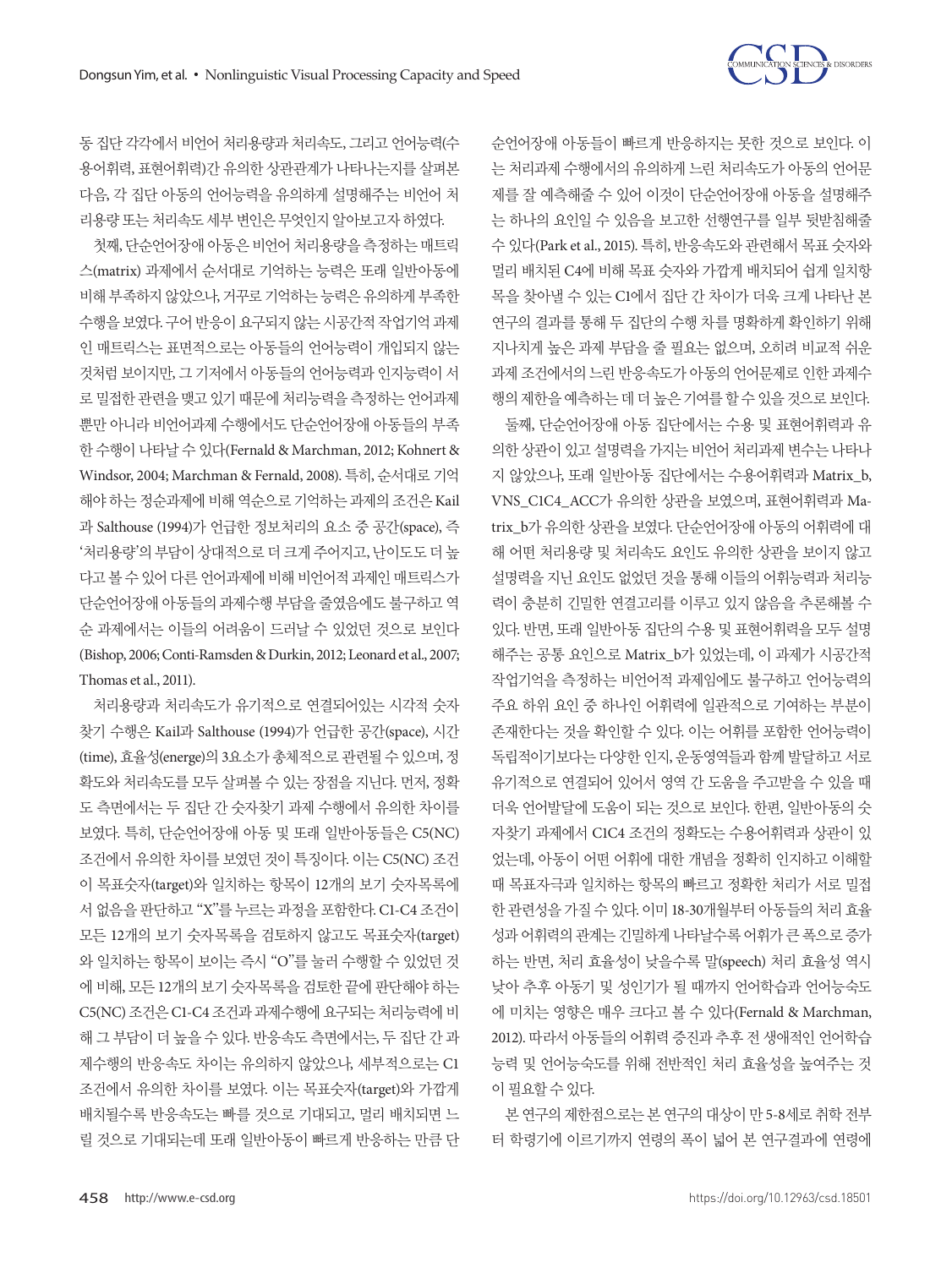동 집단 각각에서 비언어 처리용량과 처리속도, 그리고 언어능력(수용어휘력, 표현어휘력)간 유의한 상관관계가 나타나는지를 살펴본 다음, 각 집단 아동의 언어능력을 유의하게 설명해주는 비언어 처리용량 또는 처리속도 세부 변인은 무엇인지 알아보고자 하였다.

첫째, 단순언어장애 아동은 비언어 처리용량을 측정하는 매트릭스(matrix) 과제에서 순서대로 기억하는 능력은 또래 일반아동에 비해 부족하지 않았으나, 거꾸로 기억하는 능력은 유의하게 부족한 수행을 보였다. 구어 반응이 요구되지 않는 시공간적 작업기억 과제인 매트릭스는 표면적으로는 아동들의 언어능력이 개입되지 않는 것처럼 보이지만, 그 기저에서 아동들의 언어능력과 인지능력이 서로 밀접한 관련을 맺고 있기 때문에 처리능력을 측정하는 언어과제뿐만 아니라 비언어과제 수행에서도 단순언어장애 아동들의 부족한 수행이 나타날 수 있다(Fernald & Marchman, 2012; Kohnert & Windsor, 2004; Marchman & Fernald, 2008). 특히, 순서대로 기억해야 하는 정순과제에 비해 역순으로 기억하는 과제의 조건은 Kail과 Salthouse (1994)가 언급한 정보처리의 요소 중 공간(space), 즉 '처리용량'의 부담이 상대적으로 더 크게 주어지고, 난이도도 더 높다고 볼 수 있어 다른 언어과제에 비해 비언어적 과제인 매트릭스가 단순언어장애 아동들의 과제수행 부담을 줄였음에도 불구하고 역순 과제에서는 이들의 어려움이 드러날 수 있었던 것으로 보인다(Bishop, 2006; Conti-Ramsden & Durkin, 2012; Leonard et al., 2007; Thomas et al., 2011).

처리용량과 처리속도가 유기적으로 연결되어있는 시각적 숫자찾기 수행은 Kail과 Salthouse (1994)가 언급한 공간(space), 시간(time), 효율성(energe)의 3요소가 총체적으로 관련될 수 있으며, 정확도와 처리속도를 모두 살펴볼 수 있는 장점을 지닌다. 먼저, 정확도 측면에서는 두 집단 간 숫자찾기 과제 수행에서 유의한 차이를 보였다. 특히, 단순언어장애 아동 및 또래 일반아동들은 C5(NC) 조건에서 유의한 차이를 보였던 것이 특징이다. 이는 C5(NC) 조건이 목표숫자(target)와 일치하는 항목이 12개의 보기 숫자목록에서 없음을 판단하고 "X"를 누르는 과정을 포함한다. C1-C4 조건이 모든 12개의 보기 숫자목록을 검토하지 않고도 목표숫자(target)와 일치하는 항목이 보이는 즉시 "O"를 눌러 수행할 수 있었던 것에 비해, 모든 12개의 보기 숫자목록을 검토한 끝에 판단해야 하는 C5(NC) 조건은 C1-C4 조건과 과제수행에 요구되는 처리능력에 비해 그 부담이 더 높을 수 있다. 반응속도 측면에서는, 두 집단 간 과제수행의 반응속도 차이는 유의하지 않았으나, 세부적으로는 C1 조건에서 유의한 차이를 보였다. 이는 목표숫자(target)와 가깝게 배치될수록 반응속도는 빠를 것으로 기대되고, 멀리 배치되면 느릴 것으로 기대되는데 또래 일반아동이 빠르게 반응하는 만큼 단순언어장애 아동들이 빠르게 반응하지는 못한 것으로 보인다. 이는 처리과제 수행에서의 유의하게 느린 처리속도가 아동의 언어문제를 잘 예측해줄 수 있어 이것이 단순언어장애 아동을 설명해주는 하나의 요인일 수 있음을 보고한 선행연구를 일부 뒷받침해줄 수 있다(Park et al., 2015). 특히, 반응속도와 관련해서 목표 숫자와 멀리 배치된 C4에 비해 목표 숫자와 가깝게 배치되어 쉽게 일치항목을 찾아낼 수 있는 C1에서 집단 간 차이가 더욱 크게 나타난 본 연구의 결과를 통해 두 집단의 수행 차를 명확하게 확인하기 위해 지나치게 높은 과제 부담을 줄 필요는 없으며, 오히려 비교적 쉬운 과제 조건에서의 느린 반응속도가 아동의 언어문제로 인한 과제수행의 제한을 예측하는 데 더 높은 기여를 할 수 있을 것으로 보인다.

둘째, 단순언어장애 아동 집단에서는 수용 및 표현어휘력과 유의한 상관이 있고 설명력을 가지는 비언어 처리과제 변수는 나타나지 않았으나, 또래 일반아동 집단에서는 수용어휘력과 Matrix_b, VNS_C1C4_ACC가 유의한 상관을 보였으며, 표현어휘력과 Matrix_b가 유의한 상관을 보였다. 단순언어장애 아동의 어휘력에 대해 어떤 처리용량 및 처리속도 요인도 유의한 상관을 보이지 않고 설명력을 지닌 요인도 없었던 것을 통해 이들의 어휘능력과 처리능력이 충분히 긴밀한 연결고리를 이루고 있지 않음을 추론해볼 수 있다. 반면, 또래 일반아동 집단의 수용 및 표현어휘력을 모두 설명해주는 공통 요인으로 Matrix_b가 있었는데, 이 과제가 시공간적 작업기억을 측정하는 비언어적 과제임에도 불구하고 언어능력의 주요 하위 요인 중 하나인 어휘력에 일관적으로 기여하는 부분이 존재한다는 것을 확인할 수 있다. 이는 어휘를 포함한 언어능력이 독립적이기보다는 다양한 인지, 운동영역들과 함께 발달하고 서로 유기적으로 연결되어 있어서 영역 간 도움을 주고받을 수 있을 때 더욱 언어발달에 도움이 되는 것으로 보인다. 한편, 일반아동의 숫자찾기 과제에서 C1C4 조건의 정확도는 수용어휘력과 상관이 있었는데, 아동이 어떤 어휘에 대한 개념을 정확히 인지하고 이해할 때 목표자극과 일치하는 항목의 빠르고 정확한 처리가 서로 밀접한 관련성을 가질 수 있다. 이미 18-30개월부터 아동들의 처리 효율성과 어휘력의 관계는 긴밀하게 나타날수록 어휘가 큰 폭으로 증가하는 반면, 처리 효율성이 낮을수록 말(speech) 처리 효율성 역시 낮아 추후 아동기 및 성인기가 될 때까지 언어학습과 언어능숙도에 미치는 영향은 매우 크다고 볼 수 있다(Fernald & Marchman, 2012). 따라서 아동들의 어휘력 증진과 추후 전 생애적인 언어학습 능력 및 언어능숙도를 위해 전반적인 처리 효율성을 높여주는 것이 필요할 수 있다.

본 연구의 제한점으로는 본 연구의 대상이 만 5-8세로 취학 전부터 학령기에 이르기까지 연령의 폭이 넓어 본 연구결과에 연령에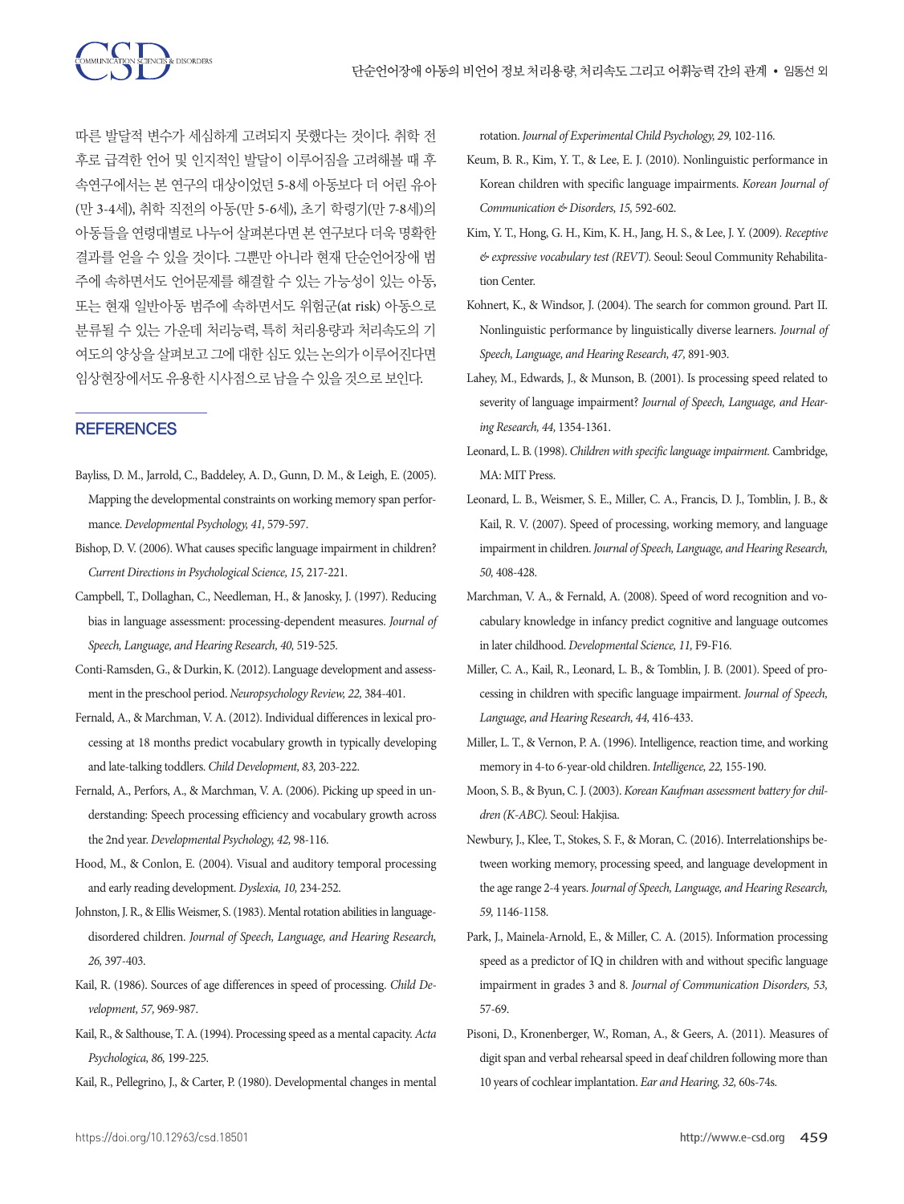따른 발달적 변수가 세심하게 고려되지 못했다는 것이다. 취학 전후로 급격한 언어 및 인지적인 발달이 이루어짐을 고려해볼 때 후속연구에서는 본 연구의 대상이었던 5-8세 아동보다 더 어린 유아(만 3-4세), 취학 직전의 아동(만 5-6세), 초기 학령기(만 7-8세)의 아동들을 연령대별로 나누어 살펴본다면 본 연구보다 더욱 명확한 결과를 얻을 수 있을 것이다. 그뿐만 아니라 현재 단순언어장애 범주에 속하면서도 언어문제를 해결할 수 있는 가능성이 있는 아동, 또는 현재 일반아동 범주에 속하면서도 위험군(at risk) 아동으로 분류될 수 있는 가운데 처리능력, 특히 처리용량과 처리속도의 기여도의 양상을 살펴보고 그에 대한 심도 있는 논의가 이루어진다면 임상현장에서도 유용한 시사점으로 남을 수 있을 것으로 보인다.

## REFERENCES

Bayliss, D. M., Jarrold, C., Baddeley, A. D., Gunn, D. M., & Leigh, E. (2005). Mapping the developmental constraints on working memory span performance. *Developmental Psychology, 41,* 579-597.

Bishop, D. V. (2006). What causes specific language impairment in children? *Current Directions in Psychological Science, 15,* 217-221.

Campbell, T., Dollaghan, C., Needleman, H., & Janosky, J. (1997). Reducing bias in language assessment: processing-dependent measures. *Journal of Speech, Language, and Hearing Research, 40,* 519-525.

Conti-Ramsden, G., & Durkin, K. (2012). Language development and assessment in the preschool period. *Neuropsychology Review, 22,* 384-401.

Fernald, A., & Marchman, V. A. (2012). Individual differences in lexical processing at 18 months predict vocabulary growth in typically developing and late-talking toddlers. *Child Development, 83,* 203-222.

Fernald, A., Perfors, A., & Marchman, V. A. (2006). Picking up speed in understanding: Speech processing efficiency and vocabulary growth across the 2nd year. *Developmental Psychology, 42,* 98-116.

Hood, M., & Conlon, E. (2004). Visual and auditory temporal processing and early reading development. *Dyslexia, 10,* 234-252.

Johnston, J. R., & Ellis Weismer, S. (1983). Mental rotation abilities in language-disordered children. *Journal of Speech, Language, and Hearing Research, 26,* 397-403.

Kail, R. (1986). Sources of age differences in speed of processing. *Child Development, 57,* 969-987.

Kail, R., & Salthouse, T. A. (1994). Processing speed as a mental capacity. *Acta Psychologica, 86,* 199-225.

Kail, R., Pellegrino, J., & Carter, P. (1980). Developmental changes in mental rotation. *Journal of Experimental Child Psychology, 29,* 102-116.

Keum, B. R., Kim, Y. T., & Lee, E. J. (2010). Nonlinguistic performance in Korean children with specific language impairments. *Korean Journal of Communication & Disorders, 15,* 592-602.

Kim, Y. T., Hong, G. H., Kim, K. H., Jang, H. S., & Lee, J. Y. (2009). *Receptive & expressive vocabulary test (REVT).* Seoul: Seoul Community Rehabilitation Center.

Kohnert, K., & Windsor, J. (2004). The search for common ground. Part II. Nonlinguistic performance by linguistically diverse learners. *Journal of Speech, Language, and Hearing Research, 47,* 891-903.

Lahey, M., Edwards, J., & Munson, B. (2001). Is processing speed related to severity of language impairment? *Journal of Speech, Language, and Hearing Research, 44,* 1354-1361.

Leonard, L. B. (1998). *Children with specific language impairment.* Cambridge, MA: MIT Press.

Leonard, L. B., Weismer, S. E., Miller, C. A., Francis, D. J., Tomblin, J. B., & Kail, R. V. (2007). Speed of processing, working memory, and language impairment in children. *Journal of Speech, Language, and Hearing Research, 50,* 408-428.

Marchman, V. A., & Fernald, A. (2008). Speed of word recognition and vocabulary knowledge in infancy predict cognitive and language outcomes in later childhood. *Developmental Science, 11,* F9-F16.

Miller, C. A., Kail, R., Leonard, L. B., & Tomblin, J. B. (2001). Speed of processing in children with specific language impairment. *Journal of Speech, Language, and Hearing Research, 44,* 416-433.

Miller, L. T., & Vernon, P. A. (1996). Intelligence, reaction time, and working memory in 4-to 6-year-old children. *Intelligence, 22,* 155-190.

Moon, S. B., & Byun, C. J. (2003). *Korean Kaufman assessment battery for children (K-ABC).* Seoul: Hakjisa.

Newbury, J., Klee, T., Stokes, S. F., & Moran, C. (2016). Interrelationships between working memory, processing speed, and language development in the age range 2-4 years. *Journal of Speech, Language, and Hearing Research, 59,* 1146-1158.

Park, J., Mainela-Arnold, E., & Miller, C. A. (2015). Information processing speed as a predictor of IQ in children with and without specific language impairment in grades 3 and 8. *Journal of Communication Disorders, 53,* 57-69.

Pisoni, D., Kronenberger, W., Roman, A., & Geers, A. (2011). Measures of digit span and verbal rehearsal speed in deaf children following more than 10 years of cochlear implantation. *Ear and Hearing, 32,* 60s-74s.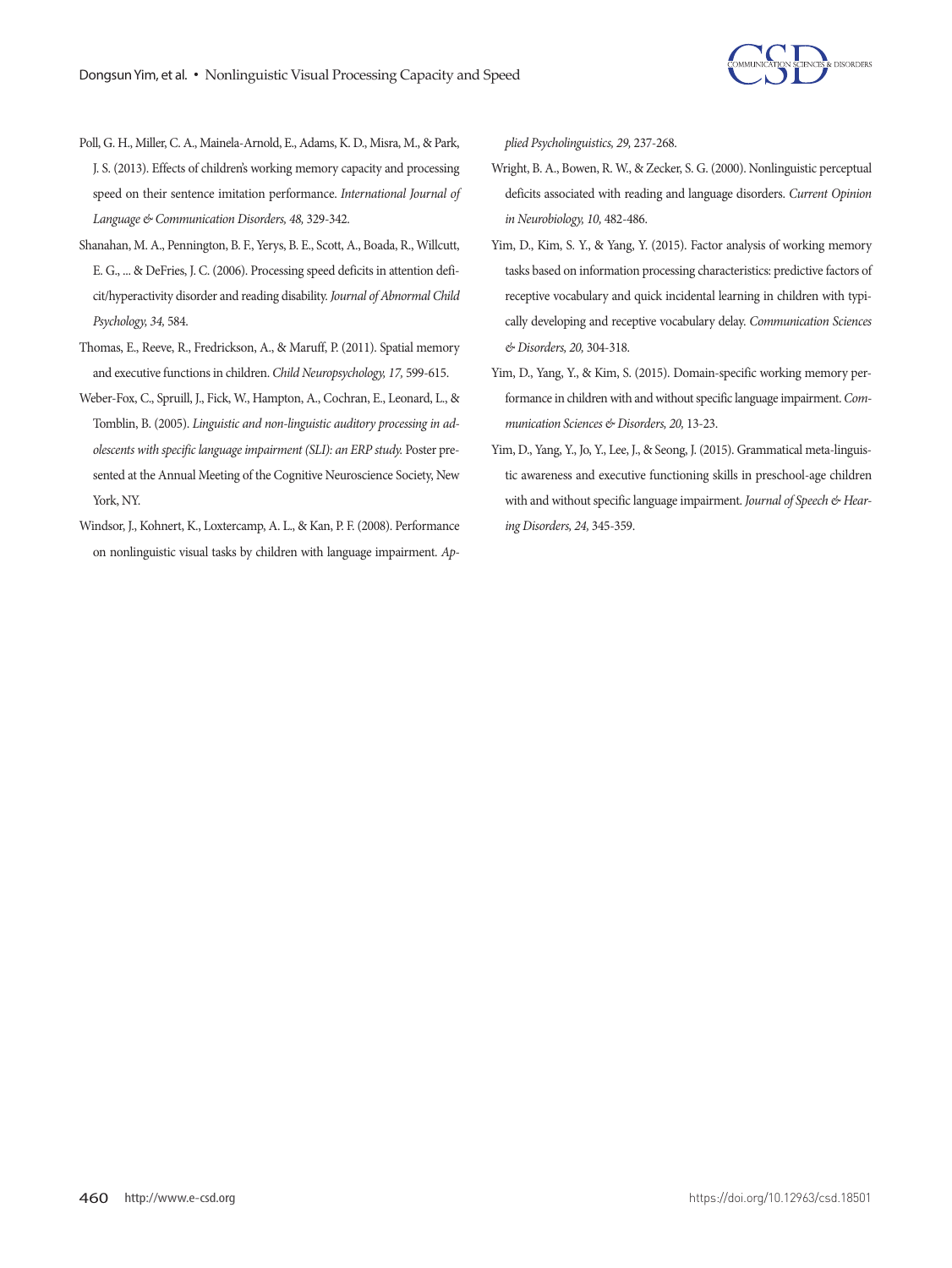Poll, G. H., Miller, C. A., Mainela-Arnold, E., Adams, K. D., Misra, M., & Park, J. S. (2013). Effects of children's working memory capacity and processing speed on their sentence imitation performance. *International Journal of Language & Communication Disorders, 48,* 329-342.

Shanahan, M. A., Pennington, B. F., Yerys, B. E., Scott, A., Boada, R., Willcutt, E. G., ... & DeFries, J. C. (2006). Processing speed deficits in attention deficit/hyperactivity disorder and reading disability. *Journal of Abnormal Child Psychology, 34,* 584.

Thomas, E., Reeve, R., Fredrickson, A., & Maruff, P. (2011). Spatial memory and executive functions in children. *Child Neuropsychology, 17,* 599-615.

Weber-Fox, C., Spruill, J., Fick, W., Hampton, A., Cochran, E., Leonard, L., & Tomblin, B. (2005). *Linguistic and non-linguistic auditory processing in adolescents with specific language impairment (SLI): an ERP study.* Poster presented at the Annual Meeting of the Cognitive Neuroscience Society, New York, NY.

Windsor, J., Kohnert, K., Loxtercamp, A. L., & Kan, P. F. (2008). Performance on nonlinguistic visual tasks by children with language impairment. *Applied Psycholinguistics, 29,* 237-268.

Wright, B. A., Bowen, R. W., & Zecker, S. G. (2000). Nonlinguistic perceptual deficits associated with reading and language disorders. *Current Opinion in Neurobiology, 10,* 482-486.

Yim, D., Kim, S. Y., & Yang, Y. (2015). Factor analysis of working memory tasks based on information processing characteristics: predictive factors of receptive vocabulary and quick incidental learning in children with typically developing and receptive vocabulary delay. *Communication Sciences & Disorders, 20,* 304-318.

Yim, D., Yang, Y., & Kim, S. (2015). Domain-specific working memory performance in children with and without specific language impairment. *Communication Sciences & Disorders, 20,* 13-23.

Yim, D., Yang, Y., Jo, Y., Lee, J., & Seong, J. (2015). Grammatical meta-linguistic awareness and executive functioning skills in preschool-age children with and without specific language impairment. *Journal of Speech & Hearing Disorders, 24,* 345-359.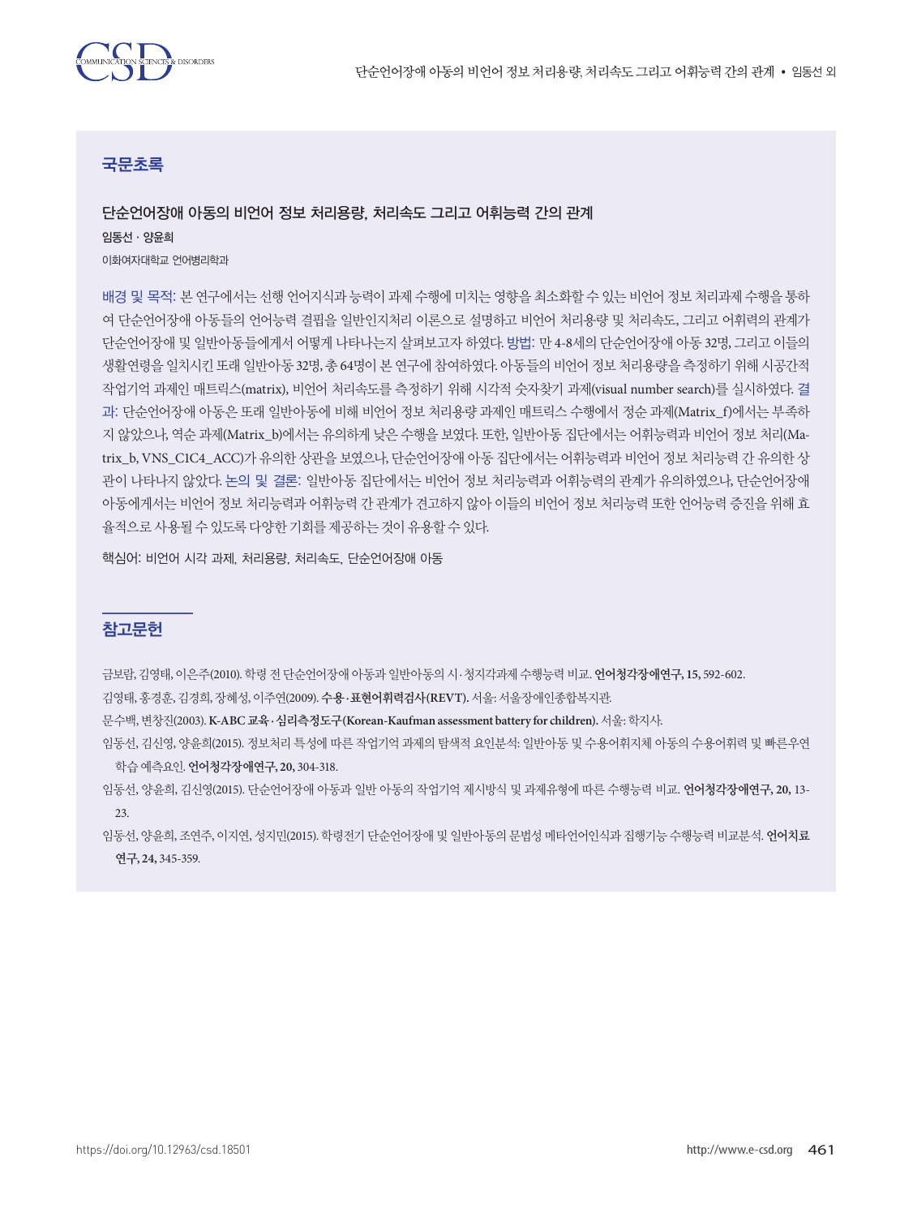## 국문초록

### 단순언어장애 아동의 비언어 정보 처리용량, 처리속도 그리고 어휘능력 간의 관계

**임동선 · 양윤희**

이화여자대학교 언어병리학과

배경 및 목적: 본 연구에서는 선행 언어지식과 능력이 과제 수행에 미치는 영향을 최소화할 수 있는 비언어 정보 처리과제 수행을 통하여 단순언어장애 아동들의 언어능력 결핍을 일반인지처리 이론으로 설명하고 비언어 처리용량 및 처리속도, 그리고 어휘력의 관계가 단순언어장애 및 일반아동들에게서 어떻게 나타나는지 살펴보고자 하였다. 방법: 만 4-8세의 단순언어장애 아동 32명, 그리고 이들의 생활연령을 일치시킨 또래 일반아동 32명, 총 64명이 본 연구에 참여하였다. 아동들의 비언어 정보 처리용량을 측정하기 위해 시공간적 작업기억 과제인 매트릭스(matrix), 비언어 처리속도를 측정하기 위해 시각적 숫자찾기 과제(visual number search)를 실시하였다. 결과: 단순언어장애 아동은 또래 일반아동에 비해 비언어 정보 처리용량 과제인 매트릭스 수행에서 정순 과제(Matrix_f)에서는 부족하지 않았으나, 역순 과제(Matrix_b)에서는 유의하게 낮은 수행을 보였다. 또한, 일반아동 집단에서는 어휘능력과 비언어 정보 처리(Matrix_b, VNS_C1C4_ACC)가 유의한 상관을 보였으나, 단순언어장애 아동 집단에서는 어휘능력과 비언어 정보 처리능력 간 유의한 상관이 나타나지 않았다. 논의 및 결론: 일반아동 집단에서는 비언어 정보 처리능력과 어휘능력의 관계가 유의하였으나, 단순언어장애 아동에게서는 비언어 정보 처리능력과 어휘능력 간 관계가 견고하지 않아 이들의 비언어 정보 처리능력 또한 언어능력 증진을 위해 효율적으로 사용될 수 있도록 다양한 기회를 제공하는 것이 유용할 수 있다.

핵심어: 비언어 시각 과제, 처리용량, 처리속도, 단순언어장애 아동

## 참고문헌

금보람, 김영태, 이은주(2010). 학령 전 단순언어장애 아동과 일반아동의 시·청지각과제 수행능력 비교. **언어청각장애연구, 15,** 592-602.

김영태, 홍경훈, 김경희, 장혜성, 이주연(2009). **수용·표현어휘력검사(REVT).** 서울: 서울장애인종합복지관.

문수백, 변창진(2003). **K-ABC 교육·심리측정도구(Korean-Kaufman assessment battery for children).** 서울: 학지사.

임동선, 김신영, 양윤희(2015). 정보처리 특성에 따른 작업기억 과제의 탐색적 요인분석: 일반아동 및 수용어휘지체 아동의 수용어휘력 및 빠른우연학습 예측요인. **언어청각장애연구, 20,** 304-318.

임동선, 양윤희, 김신영(2015). 단순언어장애 아동과 일반 아동의 작업기억 제시방식 및 과제유형에 따른 수행능력 비교. **언어청각장애연구, 20,** 13-23.

임동선, 양윤희, 조연주, 이지연, 성지민(2015). 학령전기 단순언어장애 및 일반아동의 문법성 메타언어인식과 집행기능 수행능력 비교분석. **언어치료연구, 24,** 345-359.